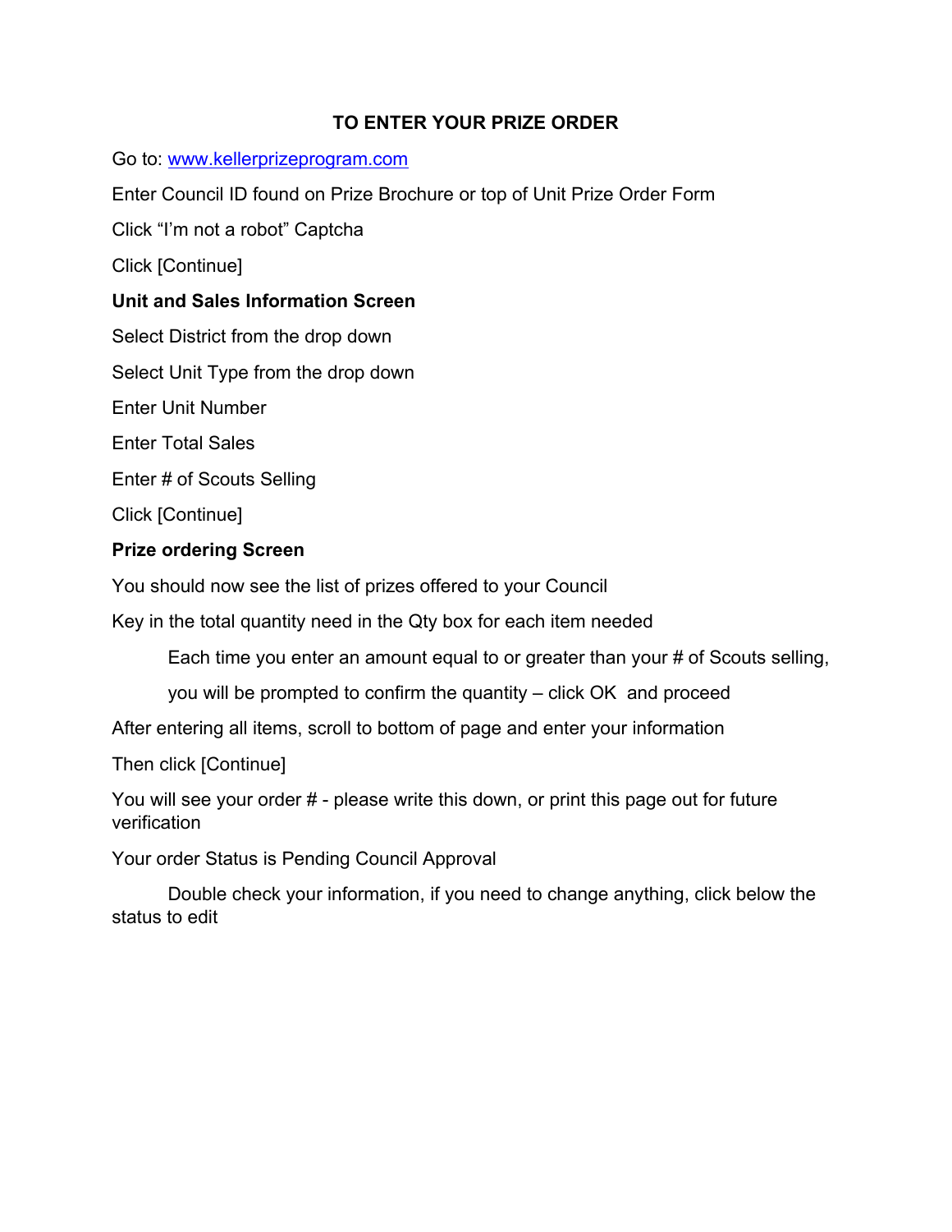# TO ENTER YOUR PRIZE ORDER

Go to: www.kellerprizeprogram.com

Enter Council ID found on Prize Brochure or top of Unit Prize Order Form

Click "I'm not a robot" Captcha

Click [Continue]

**Unit and Sales Information Screen**

Select District from the drop down

Select Unit Type from the drop down

Enter Unit Number

Enter Total Sales

Enter # of Scouts Selling

Click [Continue]

**Prize ordering Screen**

You should now see the list of prizes offered to your Council

Key in the total quantity need in the Qty box for each item needed

Each time you enter an amount equal to or greater than your # of Scouts selling, you will be prompted to confirm the quantity – click OK and proceed

After entering all items, scroll to bottom of page and enter your information

Then click [Continue]

You will see your order # - please write this down, or print this page out for future verification

Your order Status is Pending Council Approval

Double check your information, if you need to change anything, click below the status to edit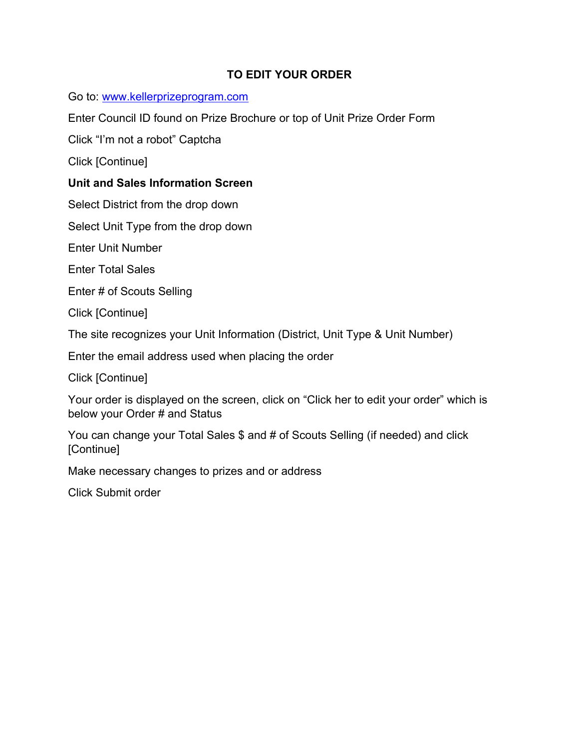# TO EDIT YOUR ORDER

Go to: www.kellerprizeprogram.com

Enter Council ID found on Prize Brochure or top of Unit Prize Order Form

Click “I’m not a robot” Captcha

Click [Continue]

**Unit and Sales Information Screen**

Select District from the drop down

Select Unit Type from the drop down

Enter Unit Number

Enter Total Sales

Enter # of Scouts Selling

Click [Continue]

The site recognizes your Unit Information (District, Unit Type & Unit Number)

Enter the email address used when placing the order

Click [Continue]

Your order is displayed on the screen, click on “Click her to edit your order” which is below your Order # and Status

You can change your Total Sales $ and # of Scouts Selling (if needed) and click [Continue]

Make necessary changes to prizes and or address

Click Submit order